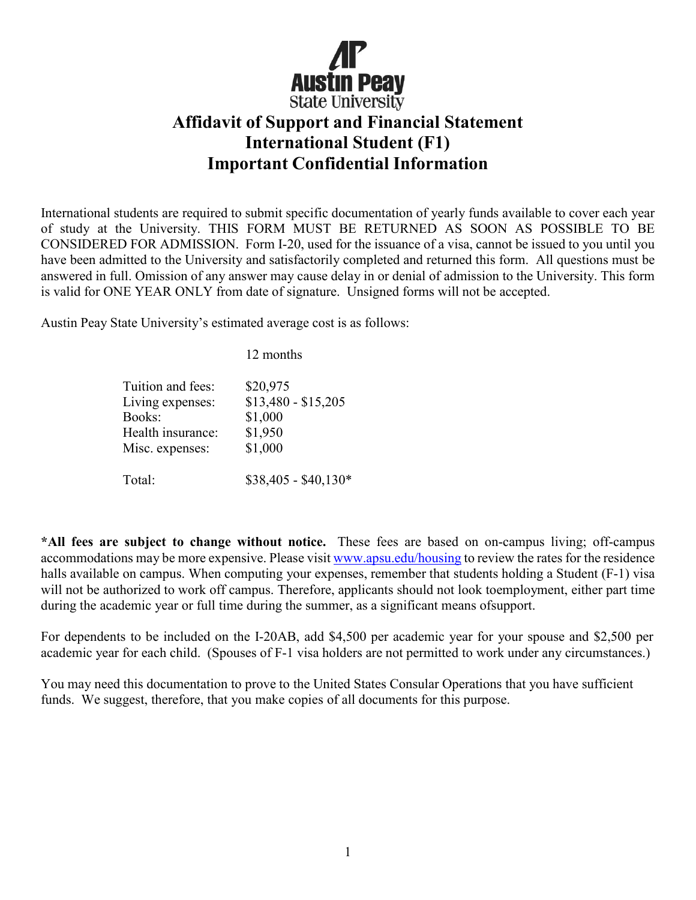# Affidavit of Support and Financial Statement
# International Student (F1)
# Important Confidential Information

International students are required to submit specific documentation of yearly funds available to cover each year of study at the University. THIS FORM MUST BE RETURNED AS SOON AS POSSIBLE TO BE CONSIDERED FOR ADMISSION. Form I-20, used for the issuance of a visa, cannot be issued to you until you have been admitted to the University and satisfactorily completed and returned this form. All questions must be answered in full. Omission of any answer may cause delay in or denial of admission to the University. This form is valid for ONE YEAR ONLY from date of signature. Unsigned forms will not be accepted.

Austin Peay State University's estimated average cost is as follows:

| | 12 months |
|---|---|
| Tuition and fees: | $20,975 |
| Living expenses: | $13,480 - $15,205 |
| Books: | $1,000 |
| Health insurance: | $1,950 |
| Misc. expenses: | $1,000 |
| Total: | $38,405 - $40,130* |

**\*All fees are subject to change without notice.** These fees are based on on-campus living; off-campus accommodations may be more expensive. Please visit www.apsu.edu/housing to review the rates for the residence halls available on campus. When computing your expenses, remember that students holding a Student (F-1) visa will not be authorized to work off campus. Therefore, applicants should not look toemployment, either part time during the academic year or full time during the summer, as a significant means ofsupport.

For dependents to be included on the I-20AB, add $4,500 per academic year for your spouse and $2,500 per academic year for each child. (Spouses of F-1 visa holders are not permitted to work under any circumstances.)

You may need this documentation to prove to the United States Consular Operations that you have sufficient funds. We suggest, therefore, that you make copies of all documents for this purpose.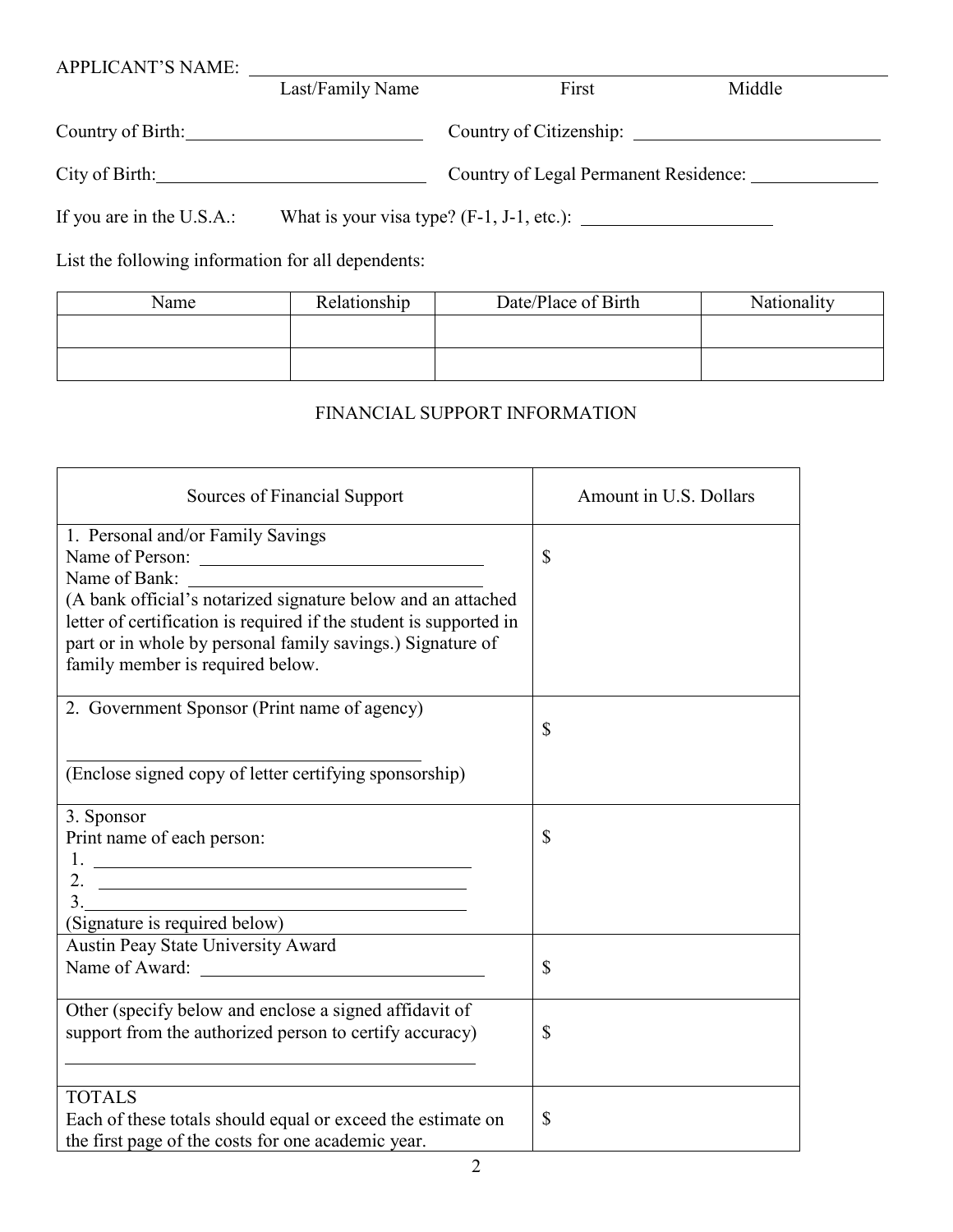APPLICANT'S NAME: ______________________________________________
Last/Family Name First Middle

Country of Birth: ______________________ Country of Citizenship: ______________________

City of Birth: ______________________ Country of Legal Permanent Residence: ______________

If you are in the U.S.A.: What is your visa type? (F-1, J-1, etc.): ______________

List the following information for all dependents:

| Name | Relationship | Date/Place of Birth | Nationality |
|---|---|---|---|
| | | | |
| | | | |

## FINANCIAL SUPPORT INFORMATION

| Sources of Financial Support | Amount in U.S. Dollars |
|---|---|
| 1. Personal and/or Family Savings<br>Name of Person: ______________________<br>Name of Bank: ______________________<br>(A bank official's notarized signature below and an attached letter of certification is required if the student is supported in part or in whole by personal family savings.) Signature of family member is required below. | $ |
| 2. Government Sponsor (Print name of agency)<br>______________________<br>(Enclose signed copy of letter certifying sponsorship) | $ |
| 3. Sponsor<br>Print name of each person:<br>1. ______________________<br>2. ______________________<br>3. ______________________<br>(Signature is required below) | $ |
| Austin Peay State University Award<br>Name of Award: ______________________ | $ |
| Other (specify below and enclose a signed affidavit of support from the authorized person to certify accuracy)<br>______________________ | $ |
| TOTALS<br>Each of these totals should equal or exceed the estimate on the first page of the costs for one academic year. | $ |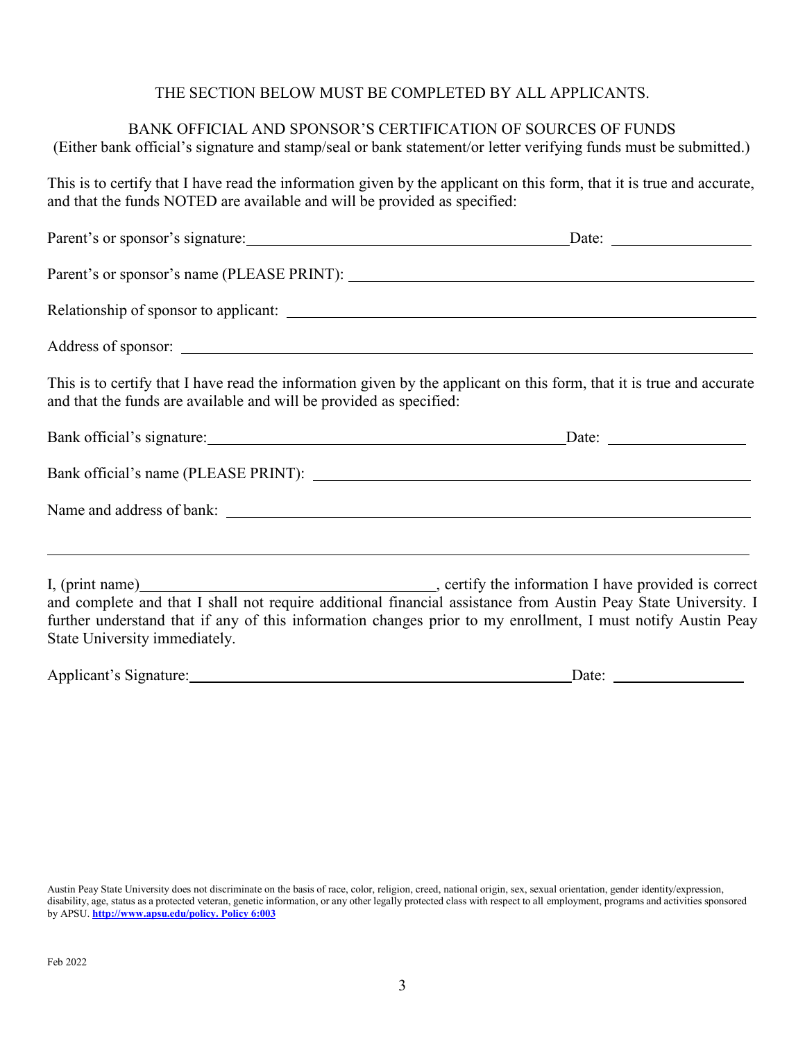THE SECTION BELOW MUST BE COMPLETED BY ALL APPLICANTS.

BANK OFFICIAL AND SPONSOR'S CERTIFICATION OF SOURCES OF FUNDS
(Either bank official's signature and stamp/seal or bank statement/or letter verifying funds must be submitted.)

This is to certify that I have read the information given by the applicant on this form, that it is true and accurate, and that the funds NOTED are available and will be provided as specified:

Parent's or sponsor's signature:\_\_\_\_\_\_\_\_\_\_\_\_\_\_\_\_\_\_\_\_\_\_\_\_\_\_\_\_\_\_\_\_\_\_\_\_\_\_\_\_ Date: \_\_\_\_\_\_\_\_\_\_\_\_\_\_\_\_\_\_

Parent's or sponsor's name (PLEASE PRINT): \_\_\_\_\_\_\_\_\_\_\_\_\_\_\_\_\_\_\_\_\_\_\_\_\_\_\_\_\_\_\_\_\_\_\_\_\_\_\_\_\_\_\_\_\_\_\_\_

Relationship of sponsor to applicant: \_\_\_\_\_\_\_\_\_\_\_\_\_\_\_\_\_\_\_\_\_\_\_\_\_\_\_\_\_\_\_\_\_\_\_\_\_\_\_\_\_\_\_\_\_\_\_\_\_\_\_\_\_\_

Address of sponsor: \_\_\_\_\_\_\_\_\_\_\_\_\_\_\_\_\_\_\_\_\_\_\_\_\_\_\_\_\_\_\_\_\_\_\_\_\_\_\_\_\_\_\_\_\_\_\_\_\_\_\_\_\_\_\_\_\_\_\_\_\_\_\_\_\_\_\_\_

This is to certify that I have read the information given by the applicant on this form, that it is true and accurate and that the funds are available and will be provided as specified:

Bank official's signature:\_\_\_\_\_\_\_\_\_\_\_\_\_\_\_\_\_\_\_\_\_\_\_\_\_\_\_\_\_\_\_\_\_\_\_\_\_\_\_\_\_\_\_\_ Date: \_\_\_\_\_\_\_\_\_\_\_\_\_\_\_\_\_\_

Bank official's name (PLEASE PRINT): \_\_\_\_\_\_\_\_\_\_\_\_\_\_\_\_\_\_\_\_\_\_\_\_\_\_\_\_\_\_\_\_\_\_\_\_\_\_\_\_\_\_\_\_\_\_\_\_\_\_\_\_

Name and address of bank: \_\_\_\_\_\_\_\_\_\_\_\_\_\_\_\_\_\_\_\_\_\_\_\_\_\_\_\_\_\_\_\_\_\_\_\_\_\_\_\_\_\_\_\_\_\_\_\_\_\_\_\_\_\_\_\_\_\_\_\_\_\_

\_\_\_\_\_\_\_\_\_\_\_\_\_\_\_\_\_\_\_\_\_\_\_\_\_\_\_\_\_\_\_\_\_\_\_\_\_\_\_\_\_\_\_\_\_\_\_\_\_\_\_\_\_\_\_\_\_\_\_\_\_\_\_\_\_\_\_\_\_\_\_\_\_\_\_\_\_\_\_\_\_\_\_\_\_\_\_\_

I, (print name)\_\_\_\_\_\_\_\_\_\_\_\_\_\_\_\_\_\_\_\_\_\_\_\_\_\_\_\_\_\_\_\_\_\_\_\_, certify the information I have provided is correct and complete and that I shall not require additional financial assistance from Austin Peay State University. I further understand that if any of this information changes prior to my enrollment, I must notify Austin Peay State University immediately.

Applicant's Signature:\_\_\_\_\_\_\_\_\_\_\_\_\_\_\_\_\_\_\_\_\_\_\_\_\_\_\_\_\_\_\_\_\_\_\_\_\_\_\_\_\_\_\_\_\_\_\_\_ Date: \_\_\_\_\_\_\_\_\_\_\_\_\_\_\_\_\_

Austin Peay State University does not discriminate on the basis of race, color, religion, creed, national origin, sex, sexual orientation, gender identity/expression, disability, age, status as a protected veteran, genetic information, or any other legally protected class with respect to all employment, programs and activities sponsored by APSU. **http://www.apsu.edu/policy. Policy 6:003**

Feb 2022